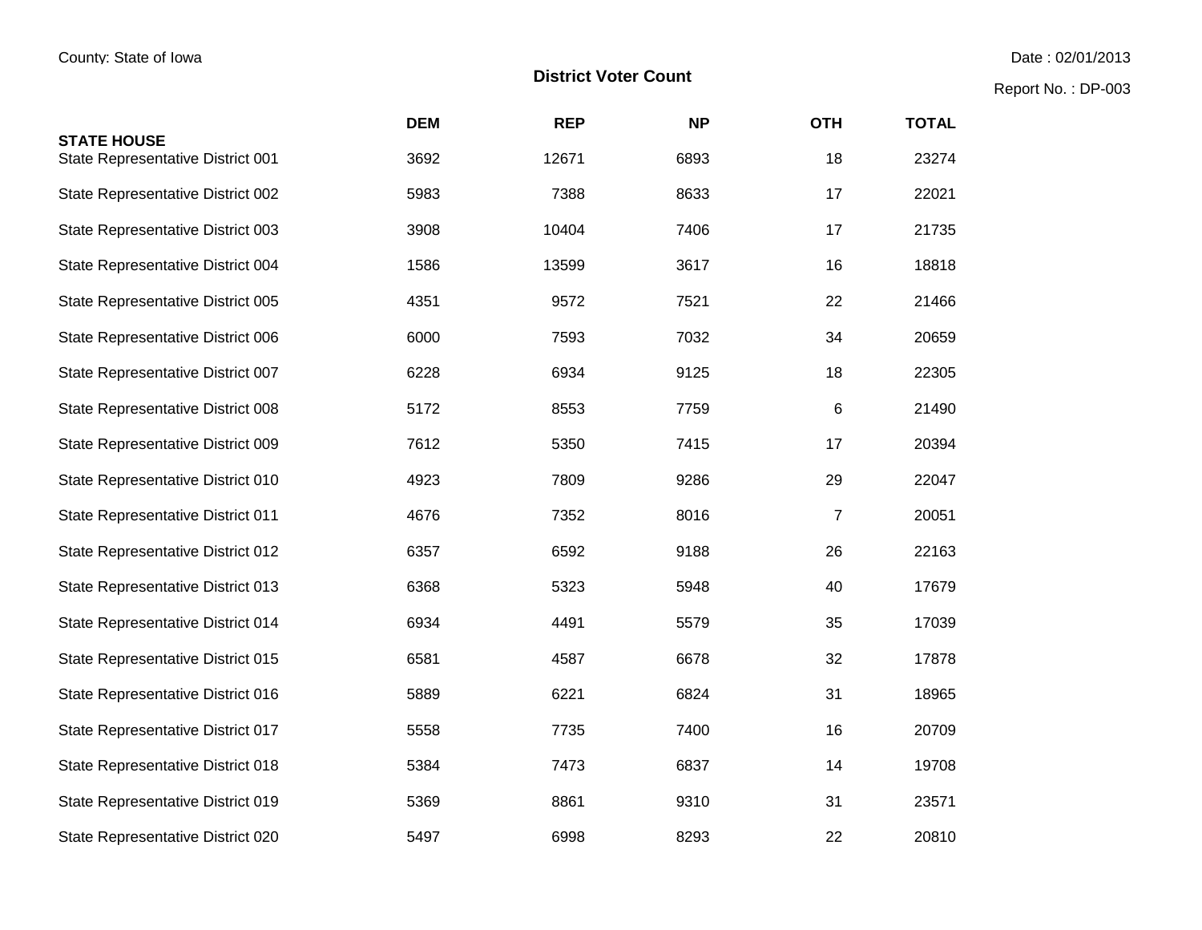County: State of Iowa

Date : 02/01/2013

# District Voter Count

Report No. : DP-003

| STATE HOUSE | DEM | REP | NP | OTH | TOTAL |
|---|---|---|---|---|---|
| State Representative District 001 | 3692 | 12671 | 6893 | 18 | 23274 |
| State Representative District 002 | 5983 | 7388 | 8633 | 17 | 22021 |
| State Representative District 003 | 3908 | 10404 | 7406 | 17 | 21735 |
| State Representative District 004 | 1586 | 13599 | 3617 | 16 | 18818 |
| State Representative District 005 | 4351 | 9572 | 7521 | 22 | 21466 |
| State Representative District 006 | 6000 | 7593 | 7032 | 34 | 20659 |
| State Representative District 007 | 6228 | 6934 | 9125 | 18 | 22305 |
| State Representative District 008 | 5172 | 8553 | 7759 | 6 | 21490 |
| State Representative District 009 | 7612 | 5350 | 7415 | 17 | 20394 |
| State Representative District 010 | 4923 | 7809 | 9286 | 29 | 22047 |
| State Representative District 011 | 4676 | 7352 | 8016 | 7 | 20051 |
| State Representative District 012 | 6357 | 6592 | 9188 | 26 | 22163 |
| State Representative District 013 | 6368 | 5323 | 5948 | 40 | 17679 |
| State Representative District 014 | 6934 | 4491 | 5579 | 35 | 17039 |
| State Representative District 015 | 6581 | 4587 | 6678 | 32 | 17878 |
| State Representative District 016 | 5889 | 6221 | 6824 | 31 | 18965 |
| State Representative District 017 | 5558 | 7735 | 7400 | 16 | 20709 |
| State Representative District 018 | 5384 | 7473 | 6837 | 14 | 19708 |
| State Representative District 019 | 5369 | 8861 | 9310 | 31 | 23571 |
| State Representative District 020 | 5497 | 6998 | 8293 | 22 | 20810 |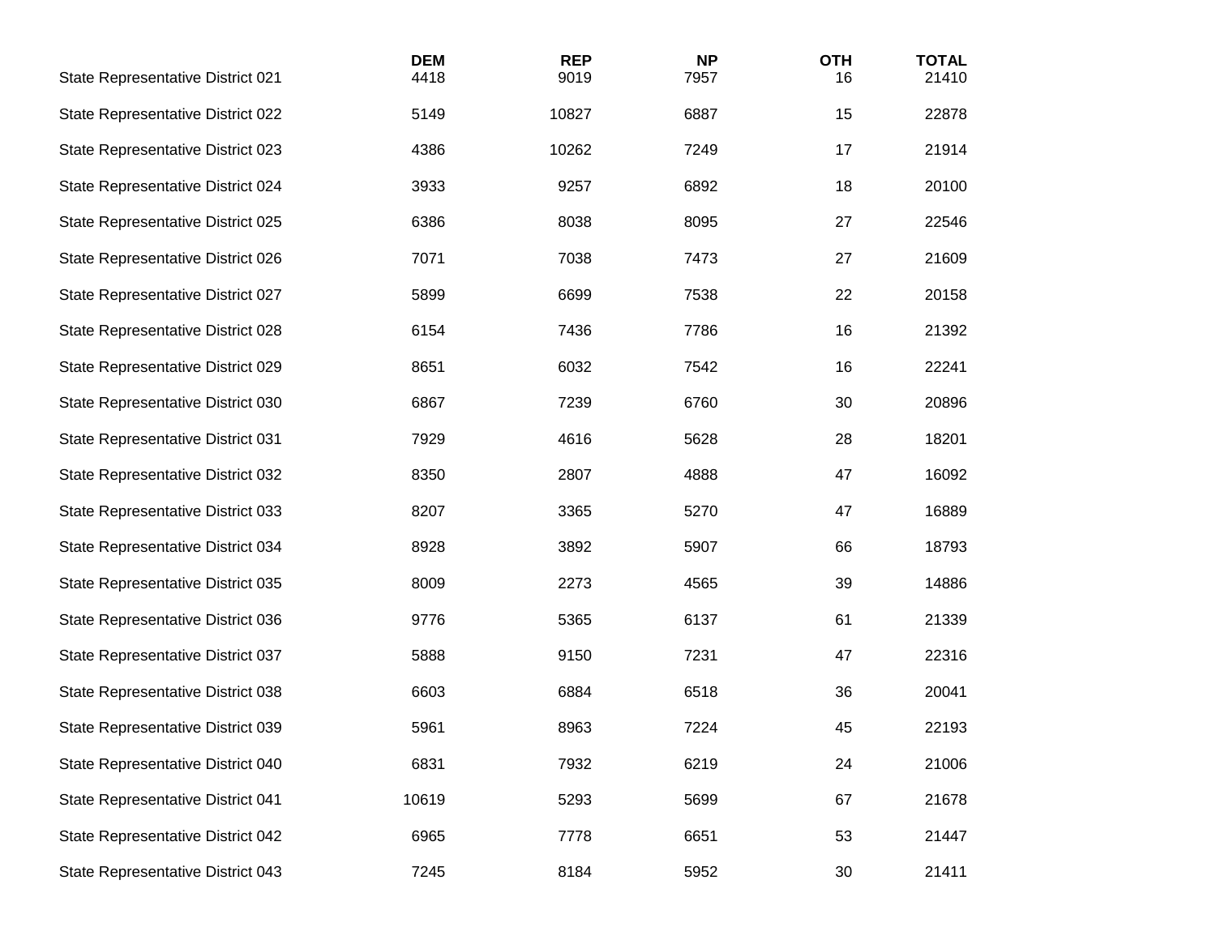| | DEM | REP | NP | OTH | TOTAL |
|---|---|---|---|---|---|
| State Representative District 021 | 4418 | 9019 | 7957 | 16 | 21410 |
| State Representative District 022 | 5149 | 10827 | 6887 | 15 | 22878 |
| State Representative District 023 | 4386 | 10262 | 7249 | 17 | 21914 |
| State Representative District 024 | 3933 | 9257 | 6892 | 18 | 20100 |
| State Representative District 025 | 6386 | 8038 | 8095 | 27 | 22546 |
| State Representative District 026 | 7071 | 7038 | 7473 | 27 | 21609 |
| State Representative District 027 | 5899 | 6699 | 7538 | 22 | 20158 |
| State Representative District 028 | 6154 | 7436 | 7786 | 16 | 21392 |
| State Representative District 029 | 8651 | 6032 | 7542 | 16 | 22241 |
| State Representative District 030 | 6867 | 7239 | 6760 | 30 | 20896 |
| State Representative District 031 | 7929 | 4616 | 5628 | 28 | 18201 |
| State Representative District 032 | 8350 | 2807 | 4888 | 47 | 16092 |
| State Representative District 033 | 8207 | 3365 | 5270 | 47 | 16889 |
| State Representative District 034 | 8928 | 3892 | 5907 | 66 | 18793 |
| State Representative District 035 | 8009 | 2273 | 4565 | 39 | 14886 |
| State Representative District 036 | 9776 | 5365 | 6137 | 61 | 21339 |
| State Representative District 037 | 5888 | 9150 | 7231 | 47 | 22316 |
| State Representative District 038 | 6603 | 6884 | 6518 | 36 | 20041 |
| State Representative District 039 | 5961 | 8963 | 7224 | 45 | 22193 |
| State Representative District 040 | 6831 | 7932 | 6219 | 24 | 21006 |
| State Representative District 041 | 10619 | 5293 | 5699 | 67 | 21678 |
| State Representative District 042 | 6965 | 7778 | 6651 | 53 | 21447 |
| State Representative District 043 | 7245 | 8184 | 5952 | 30 | 21411 |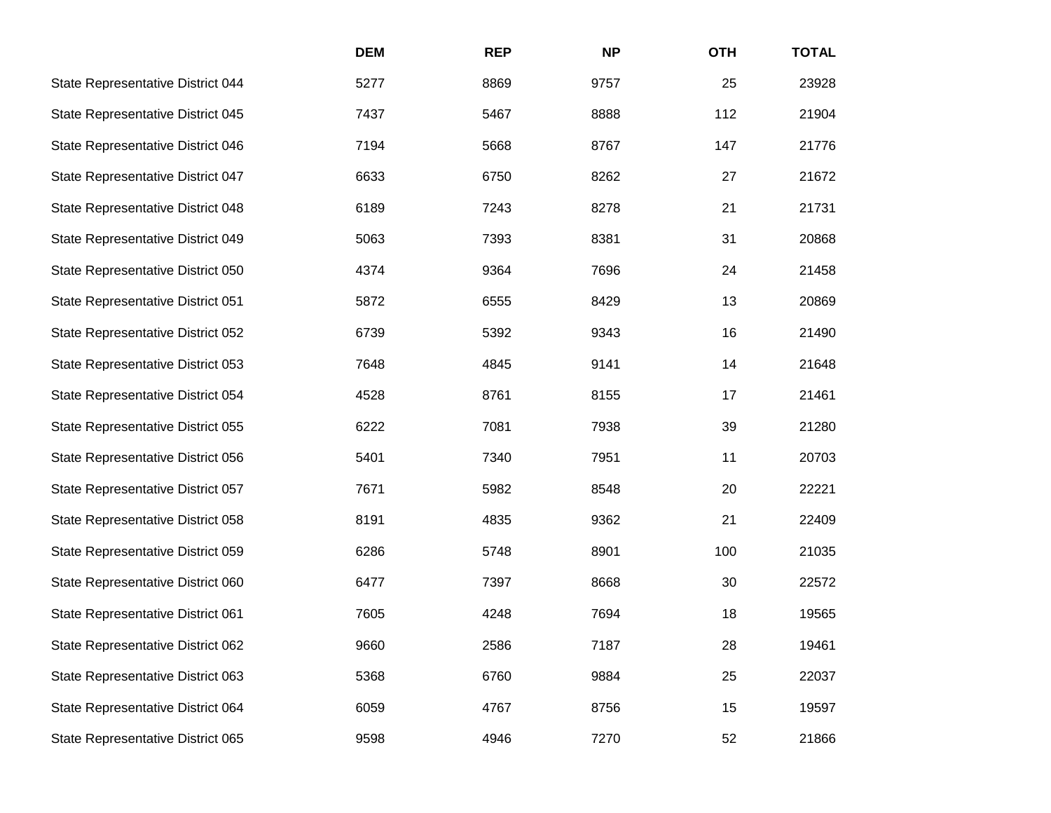| | DEM | REP | NP | OTH | TOTAL |
|---|---|---|---|---|---|
| State Representative District 044 | 5277 | 8869 | 9757 | 25 | 23928 |
| State Representative District 045 | 7437 | 5467 | 8888 | 112 | 21904 |
| State Representative District 046 | 7194 | 5668 | 8767 | 147 | 21776 |
| State Representative District 047 | 6633 | 6750 | 8262 | 27 | 21672 |
| State Representative District 048 | 6189 | 7243 | 8278 | 21 | 21731 |
| State Representative District 049 | 5063 | 7393 | 8381 | 31 | 20868 |
| State Representative District 050 | 4374 | 9364 | 7696 | 24 | 21458 |
| State Representative District 051 | 5872 | 6555 | 8429 | 13 | 20869 |
| State Representative District 052 | 6739 | 5392 | 9343 | 16 | 21490 |
| State Representative District 053 | 7648 | 4845 | 9141 | 14 | 21648 |
| State Representative District 054 | 4528 | 8761 | 8155 | 17 | 21461 |
| State Representative District 055 | 6222 | 7081 | 7938 | 39 | 21280 |
| State Representative District 056 | 5401 | 7340 | 7951 | 11 | 20703 |
| State Representative District 057 | 7671 | 5982 | 8548 | 20 | 22221 |
| State Representative District 058 | 8191 | 4835 | 9362 | 21 | 22409 |
| State Representative District 059 | 6286 | 5748 | 8901 | 100 | 21035 |
| State Representative District 060 | 6477 | 7397 | 8668 | 30 | 22572 |
| State Representative District 061 | 7605 | 4248 | 7694 | 18 | 19565 |
| State Representative District 062 | 9660 | 2586 | 7187 | 28 | 19461 |
| State Representative District 063 | 5368 | 6760 | 9884 | 25 | 22037 |
| State Representative District 064 | 6059 | 4767 | 8756 | 15 | 19597 |
| State Representative District 065 | 9598 | 4946 | 7270 | 52 | 21866 |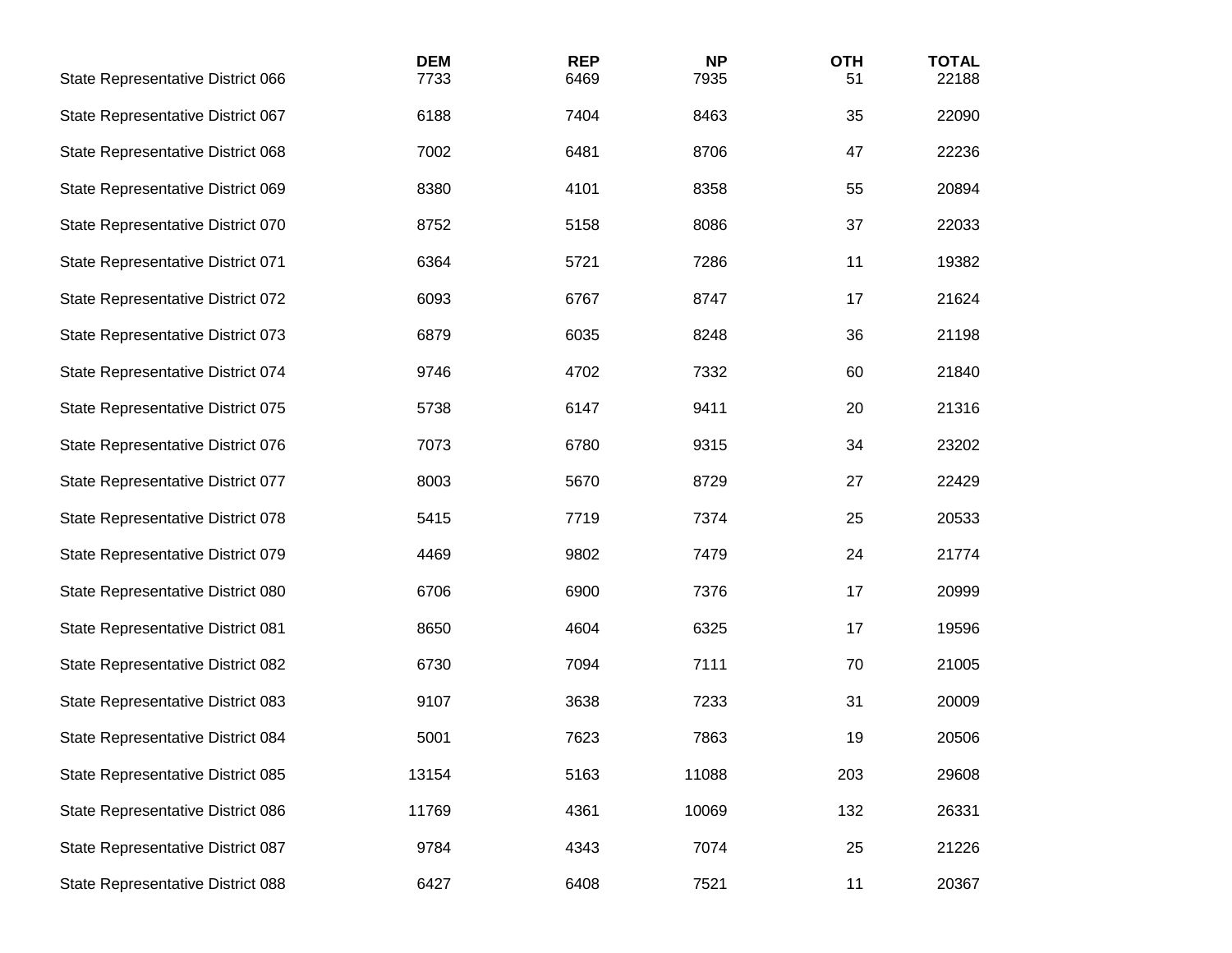| | DEM | REP | NP | OTH | TOTAL |
|---|---|---|---|---|---|
| State Representative District 066 | 7733 | 6469 | 7935 | 51 | 22188 |
| State Representative District 067 | 6188 | 7404 | 8463 | 35 | 22090 |
| State Representative District 068 | 7002 | 6481 | 8706 | 47 | 22236 |
| State Representative District 069 | 8380 | 4101 | 8358 | 55 | 20894 |
| State Representative District 070 | 8752 | 5158 | 8086 | 37 | 22033 |
| State Representative District 071 | 6364 | 5721 | 7286 | 11 | 19382 |
| State Representative District 072 | 6093 | 6767 | 8747 | 17 | 21624 |
| State Representative District 073 | 6879 | 6035 | 8248 | 36 | 21198 |
| State Representative District 074 | 9746 | 4702 | 7332 | 60 | 21840 |
| State Representative District 075 | 5738 | 6147 | 9411 | 20 | 21316 |
| State Representative District 076 | 7073 | 6780 | 9315 | 34 | 23202 |
| State Representative District 077 | 8003 | 5670 | 8729 | 27 | 22429 |
| State Representative District 078 | 5415 | 7719 | 7374 | 25 | 20533 |
| State Representative District 079 | 4469 | 9802 | 7479 | 24 | 21774 |
| State Representative District 080 | 6706 | 6900 | 7376 | 17 | 20999 |
| State Representative District 081 | 8650 | 4604 | 6325 | 17 | 19596 |
| State Representative District 082 | 6730 | 7094 | 7111 | 70 | 21005 |
| State Representative District 083 | 9107 | 3638 | 7233 | 31 | 20009 |
| State Representative District 084 | 5001 | 7623 | 7863 | 19 | 20506 |
| State Representative District 085 | 13154 | 5163 | 11088 | 203 | 29608 |
| State Representative District 086 | 11769 | 4361 | 10069 | 132 | 26331 |
| State Representative District 087 | 9784 | 4343 | 7074 | 25 | 21226 |
| State Representative District 088 | 6427 | 6408 | 7521 | 11 | 20367 |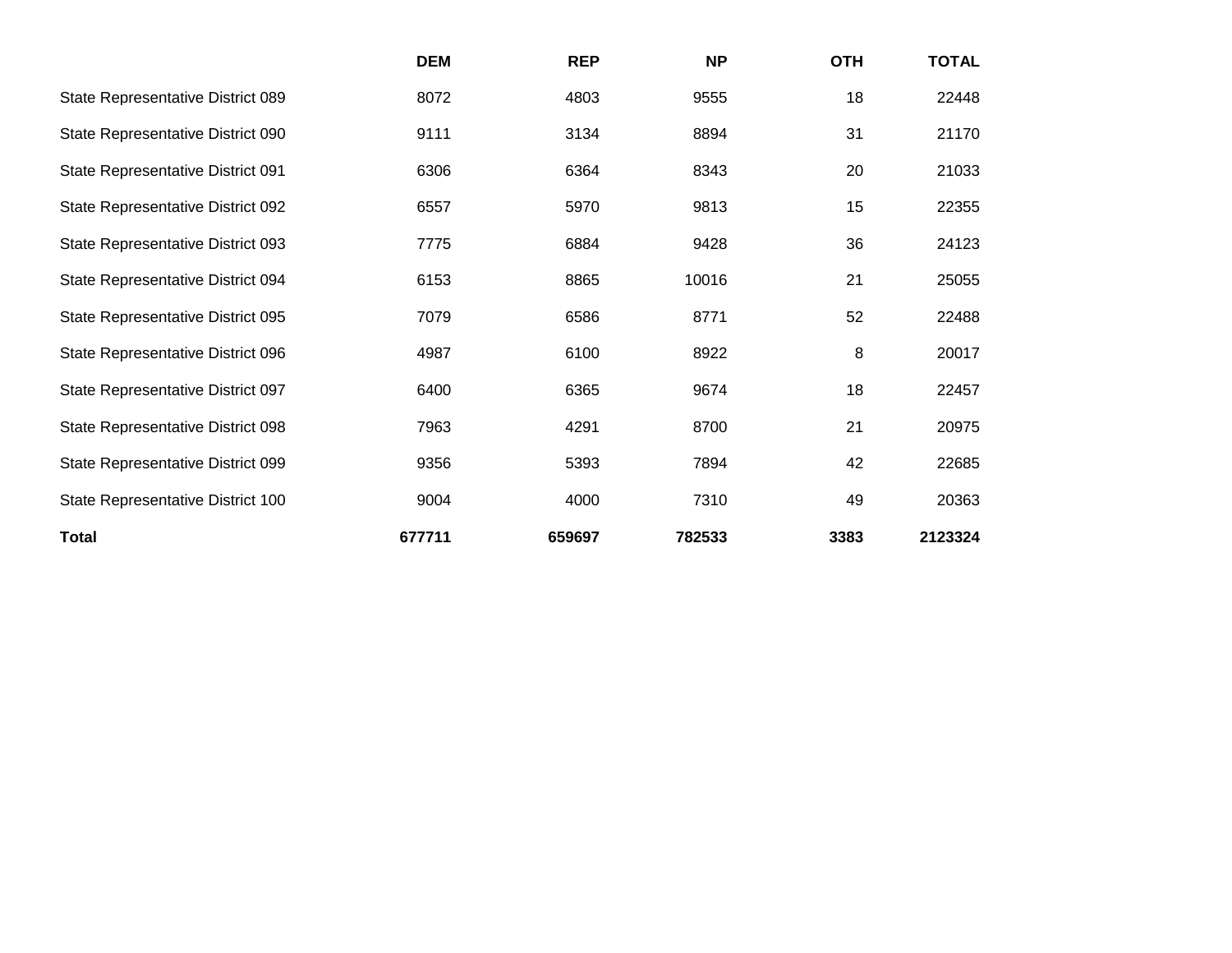| | DEM | REP | NP | OTH | TOTAL |
|---|---|---|---|---|---|
| State Representative District 089 | 8072 | 4803 | 9555 | 18 | 22448 |
| State Representative District 090 | 9111 | 3134 | 8894 | 31 | 21170 |
| State Representative District 091 | 6306 | 6364 | 8343 | 20 | 21033 |
| State Representative District 092 | 6557 | 5970 | 9813 | 15 | 22355 |
| State Representative District 093 | 7775 | 6884 | 9428 | 36 | 24123 |
| State Representative District 094 | 6153 | 8865 | 10016 | 21 | 25055 |
| State Representative District 095 | 7079 | 6586 | 8771 | 52 | 22488 |
| State Representative District 096 | 4987 | 6100 | 8922 | 8 | 20017 |
| State Representative District 097 | 6400 | 6365 | 9674 | 18 | 22457 |
| State Representative District 098 | 7963 | 4291 | 8700 | 21 | 20975 |
| State Representative District 099 | 9356 | 5393 | 7894 | 42 | 22685 |
| State Representative District 100 | 9004 | 4000 | 7310 | 49 | 20363 |
| **Total** | **677711** | **659697** | **782533** | **3383** | **2123324** |